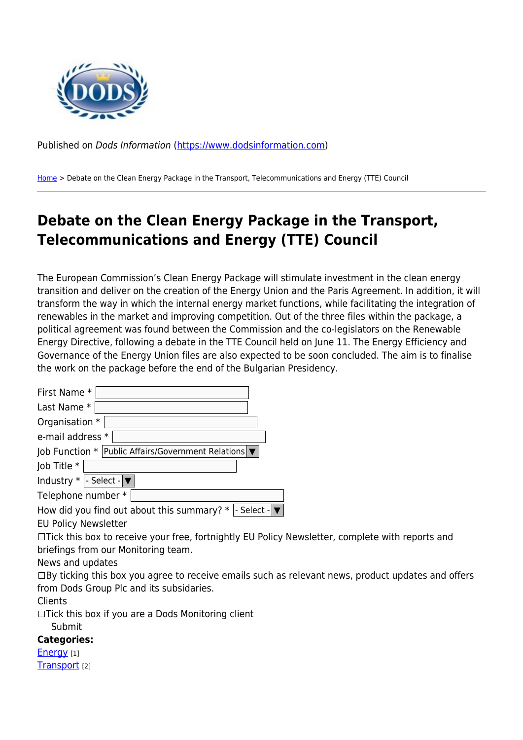Published on *Dods Information* (https://www.dodsinformation.com)

Home > Debate on the Clean Energy Package in the Transport, Telecommunications and Energy (TTE) Council

# Debate on the Clean Energy Package in the Transport, Telecommunications and Energy (TTE) Council

The European Commission's Clean Energy Package will stimulate investment in the clean energy transition and deliver on the creation of the Energy Union and the Paris Agreement. In addition, it will transform the way in which the internal energy market functions, while facilitating the integration of renewables in the market and improving competition. Out of the three files within the package, a political agreement was found between the Commission and the co-legislators on the Renewable Energy Directive, following a debate in the TTE Council held on June 11. The Energy Efficiency and Governance of the Energy Union files are also expected to be soon concluded. The aim is to finalise the work on the package before the end of the Bulgarian Presidency.

First Name *

Last Name *

Organisation *

e-mail address *

Job Function * Public Affairs/Government Relations

Job Title *

Industry * - Select -

Telephone number *

How did you find out about this summary? * - Select -

EU Policy Newsletter

☐Tick this box to receive your free, fortnightly EU Policy Newsletter, complete with reports and briefings from our Monitoring team.

News and updates

☐By ticking this box you agree to receive emails such as relevant news, product updates and offers from Dods Group Plc and its subsidaries.

Clients

☐Tick this box if you are a Dods Monitoring client

Submit

**Categories:**

Energy [1]

Transport [2]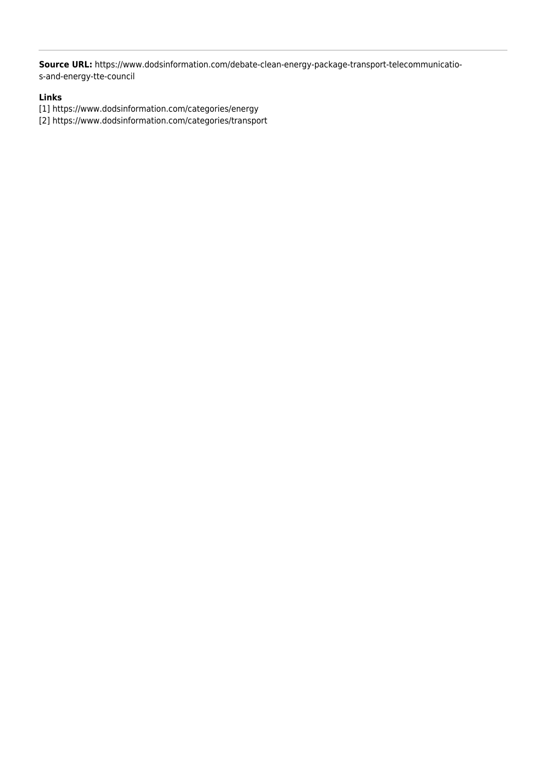**Source URL:** https://www.dodsinformation.com/debate-clean-energy-package-transport-telecommunicatio-s-and-energy-tte-council

**Links**

[1] https://www.dodsinformation.com/categories/energy

[2] https://www.dodsinformation.com/categories/transport